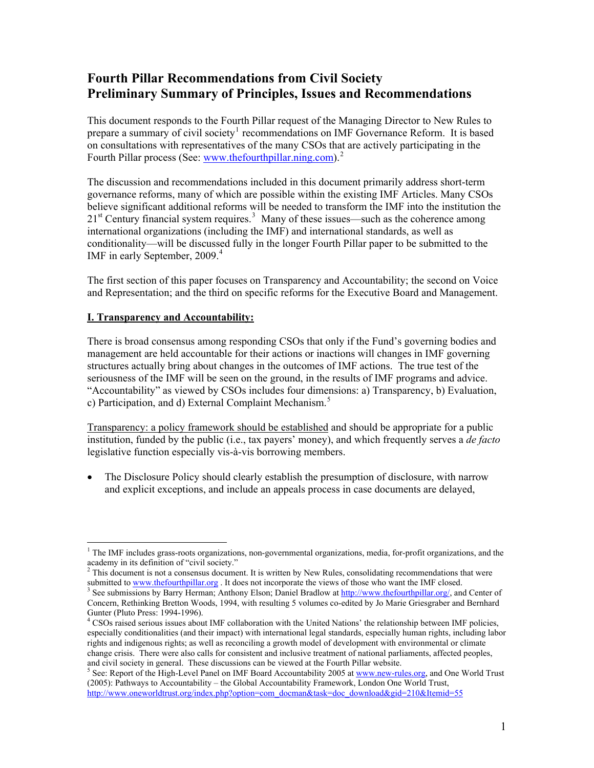# Fourth Pillar Recommendations from Civil Society
# Preliminary Summary of Principles, Issues and Recommendations

This document responds to the Fourth Pillar request of the Managing Director to New Rules to prepare a summary of civil society[1] recommendations on IMF Governance Reform. It is based on consultations with representatives of the many CSOs that are actively participating in the Fourth Pillar process (See: www.thefourthpillar.ning.com).[2]

The discussion and recommendations included in this document primarily address short-term governance reforms, many of which are possible within the existing IMF Articles. Many CSOs believe significant additional reforms will be needed to transform the IMF into the institution the 21st Century financial system requires.[3] Many of these issues—such as the coherence among international organizations (including the IMF) and international standards, as well as conditionality—will be discussed fully in the longer Fourth Pillar paper to be submitted to the IMF in early September, 2009.[4]

The first section of this paper focuses on Transparency and Accountability; the second on Voice and Representation; and the third on specific reforms for the Executive Board and Management.

## I. Transparency and Accountability:

There is broad consensus among responding CSOs that only if the Fund's governing bodies and management are held accountable for their actions or inactions will changes in IMF governing structures actually bring about changes in the outcomes of IMF actions. The true test of the seriousness of the IMF will be seen on the ground, in the results of IMF programs and advice. "Accountability" as viewed by CSOs includes four dimensions: a) Transparency, b) Evaluation, c) Participation, and d) External Complaint Mechanism.[5]

Transparency: a policy framework should be established and should be appropriate for a public institution, funded by the public (i.e., tax payers' money), and which frequently serves a *de facto* legislative function especially vis-à-vis borrowing members.

- The Disclosure Policy should clearly establish the presumption of disclosure, with narrow and explicit exceptions, and include an appeals process in case documents are delayed,

---

[1] The IMF includes grass-roots organizations, non-governmental organizations, media, for-profit organizations, and the academy in its definition of "civil society."

[2] This document is not a consensus document. It is written by New Rules, consolidating recommendations that were submitted to www.thefourthpillar.org . It does not incorporate the views of those who want the IMF closed.

[3] See submissions by Barry Herman; Anthony Elson; Daniel Bradlow at http://www.thefourthpillar.org/, and Center of Concern, Rethinking Bretton Woods, 1994, with resulting 5 volumes co-edited by Jo Marie Griesgraber and Bernhard Gunter (Pluto Press: 1994-1996).

[4] CSOs raised serious issues about IMF collaboration with the United Nations' the relationship between IMF policies, especially conditionalities (and their impact) with international legal standards, especially human rights, including labor rights and indigenous rights; as well as reconciling a growth model of development with environmental or climate change crisis. There were also calls for consistent and inclusive treatment of national parliaments, affected peoples, and civil society in general. These discussions can be viewed at the Fourth Pillar website.

[5] See: Report of the High-Level Panel on IMF Board Accountability 2005 at www.new-rules.org, and One World Trust (2005): Pathways to Accountability – the Global Accountability Framework, London One World Trust, http://www.oneworldtrust.org/index.php?option=com_docman&task=doc_download&gid=210&Itemid=55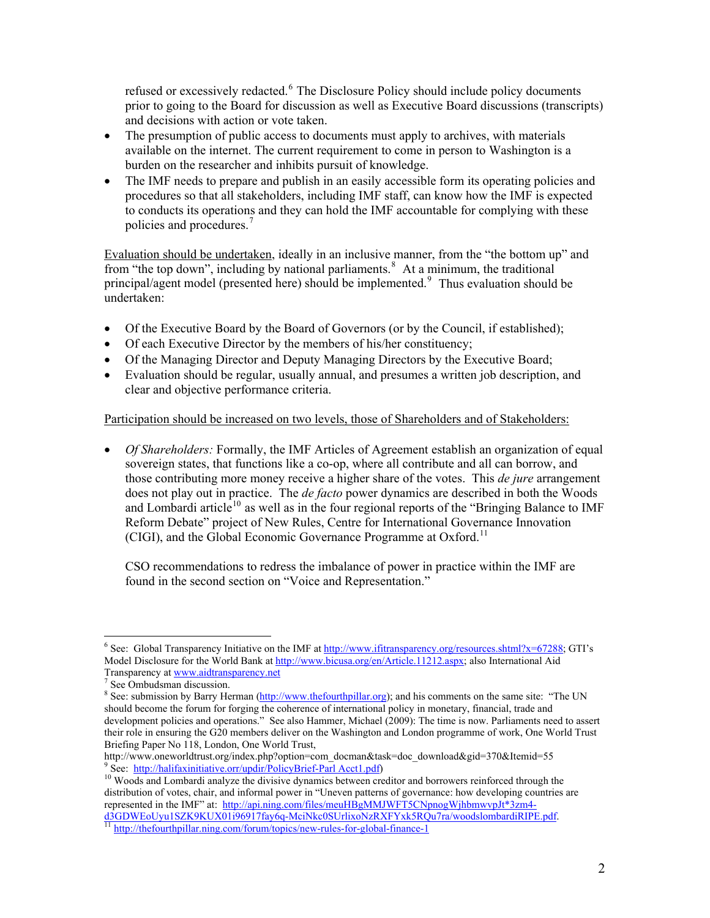refused or excessively redacted.[6] The Disclosure Policy should include policy documents prior to going to the Board for discussion as well as Executive Board discussions (transcripts) and decisions with action or vote taken.

- The presumption of public access to documents must apply to archives, with materials available on the internet. The current requirement to come in person to Washington is a burden on the researcher and inhibits pursuit of knowledge.
- The IMF needs to prepare and publish in an easily accessible form its operating policies and procedures so that all stakeholders, including IMF staff, can know how the IMF is expected to conducts its operations and they can hold the IMF accountable for complying with these policies and procedures.[7]

<u>Evaluation should be undertaken</u>, ideally in an inclusive manner, from the "the bottom up" and from "the top down", including by national parliaments.[8] At a minimum, the traditional principal/agent model (presented here) should be implemented.[9] Thus evaluation should be undertaken:

- Of the Executive Board by the Board of Governors (or by the Council, if established);
- Of each Executive Director by the members of his/her constituency;
- Of the Managing Director and Deputy Managing Directors by the Executive Board;
- Evaluation should be regular, usually annual, and presumes a written job description, and clear and objective performance criteria.

<u>Participation should be increased on two levels, those of Shareholders and of Stakeholders:</u>

- *Of Shareholders:* Formally, the IMF Articles of Agreement establish an organization of equal sovereign states, that functions like a co-op, where all contribute and all can borrow, and those contributing more money receive a higher share of the votes. This *de jure* arrangement does not play out in practice. The *de facto* power dynamics are described in both the Woods and Lombardi article[10] as well as in the four regional reports of the "Bringing Balance to IMF Reform Debate" project of New Rules, Centre for International Governance Innovation (CIGI), and the Global Economic Governance Programme at Oxford.[11]

  CSO recommendations to redress the imbalance of power in practice within the IMF are found in the second section on "Voice and Representation."

---

[6] See: Global Transparency Initiative on the IMF at http://www.ifitransparency.org/resources.shtml?x=67288; GTI's Model Disclosure for the World Bank at http://www.bicusa.org/en/Article.11212.aspx; also International Aid Transparency at www.aidtransparency.net

[7] See Ombudsman discussion.

[8] See: submission by Barry Herman (http://www.thefourthpillar.org); and his comments on the same site: "The UN should become the forum for forging the coherence of international policy in monetary, financial, trade and development policies and operations." See also Hammer, Michael (2009): The time is now. Parliaments need to assert their role in ensuring the G20 members deliver on the Washington and London programme of work, One World Trust Briefing Paper No 118, London, One World Trust, http://www.oneworldtrust.org/index.php?option=com_docman&task=doc_download&gid=370&Itemid=55

[9] See: http://halifaxinitiative.orr/updir/PolicyBrief-Parl Acct1.pdf)

[10] Woods and Lombardi analyze the divisive dynamics between creditor and borrowers reinforced through the distribution of votes, chair, and informal power in "Uneven patterns of governance: how developing countries are represented in the IMF" at: http://api.ning.com/files/meuHBgMMJWFT5CNpnogWjhbmwvpJt*3zm4-d3GDWEoUyu1SZK9KUX01i96917fay6q-MciNkc0SUrlixoNzRXFYxk5RQu7ra/woodslombardiRIPE.pdf.

[11] http://thefourthpillar.ning.com/forum/topics/new-rules-for-global-finance-1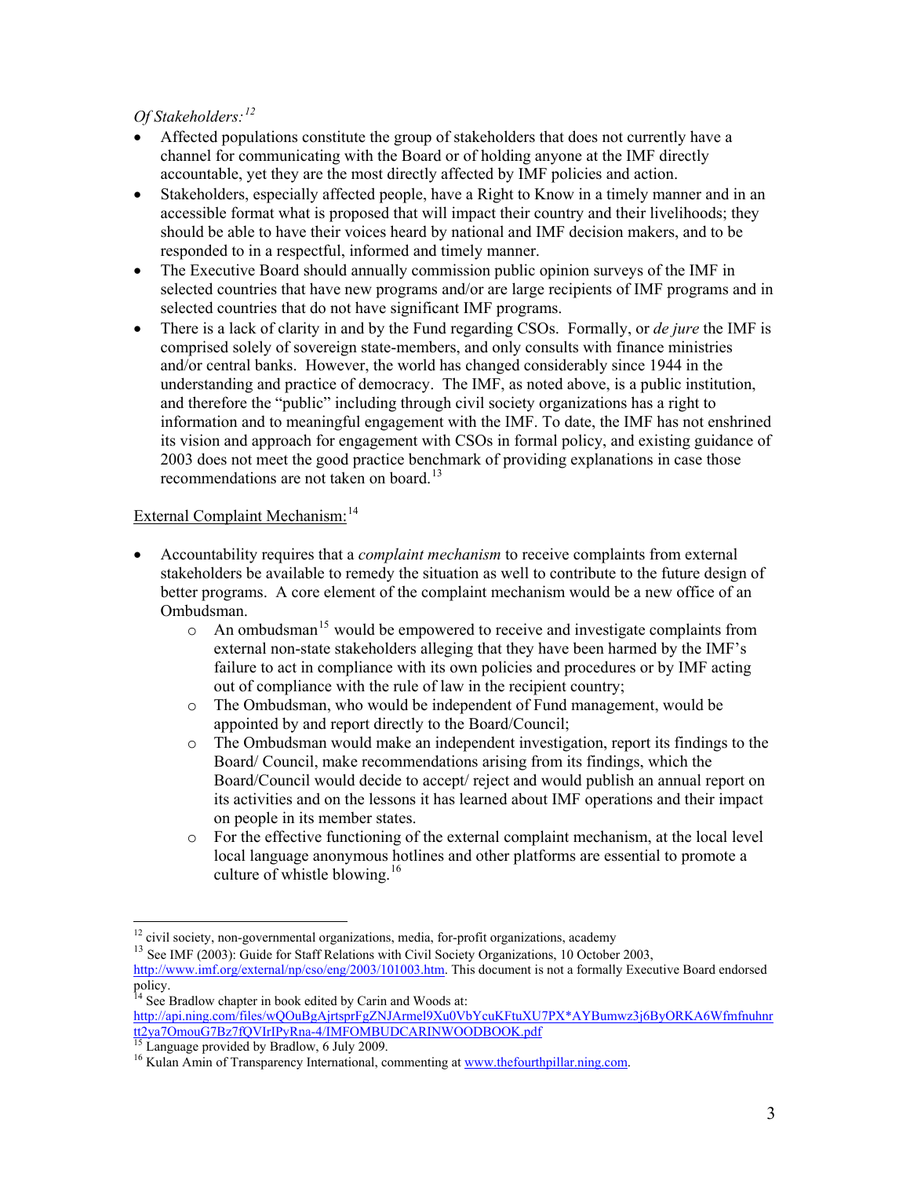*Of Stakeholders:*[12]

- Affected populations constitute the group of stakeholders that does not currently have a channel for communicating with the Board or of holding anyone at the IMF directly accountable, yet they are the most directly affected by IMF policies and action.
- Stakeholders, especially affected people, have a Right to Know in a timely manner and in an accessible format what is proposed that will impact their country and their livelihoods; they should be able to have their voices heard by national and IMF decision makers, and to be responded to in a respectful, informed and timely manner.
- The Executive Board should annually commission public opinion surveys of the IMF in selected countries that have new programs and/or are large recipients of IMF programs and in selected countries that do not have significant IMF programs.
- There is a lack of clarity in and by the Fund regarding CSOs. Formally, or *de jure* the IMF is comprised solely of sovereign state-members, and only consults with finance ministries and/or central banks. However, the world has changed considerably since 1944 in the understanding and practice of democracy. The IMF, as noted above, is a public institution, and therefore the "public" including through civil society organizations has a right to information and to meaningful engagement with the IMF. To date, the IMF has not enshrined its vision and approach for engagement with CSOs in formal policy, and existing guidance of 2003 does not meet the good practice benchmark of providing explanations in case those recommendations are not taken on board.[13]

External Complaint Mechanism:[14]

- Accountability requires that a *complaint mechanism* to receive complaints from external stakeholders be available to remedy the situation as well to contribute to the future design of better programs. A core element of the complaint mechanism would be a new office of an Ombudsman.
  - An ombudsman[15] would be empowered to receive and investigate complaints from external non-state stakeholders alleging that they have been harmed by the IMF's failure to act in compliance with its own policies and procedures or by IMF acting out of compliance with the rule of law in the recipient country;
  - The Ombudsman, who would be independent of Fund management, would be appointed by and report directly to the Board/Council;
  - The Ombudsman would make an independent investigation, report its findings to the Board/ Council, make recommendations arising from its findings, which the Board/Council would decide to accept/ reject and would publish an annual report on its activities and on the lessons it has learned about IMF operations and their impact on people in its member states.
  - For the effective functioning of the external complaint mechanism, at the local level local language anonymous hotlines and other platforms are essential to promote a culture of whistle blowing.[16]

---

[12] civil society, non-governmental organizations, media, for-profit organizations, academy

[13] See IMF (2003): Guide for Staff Relations with Civil Society Organizations, 10 October 2003, http://www.imf.org/external/np/cso/eng/2003/101003.htm. This document is not a formally Executive Board endorsed policy.

[14] See Bradlow chapter in book edited by Carin and Woods at: http://api.ning.com/files/wQOuBgAjrtsprFgZNJArmel9Xu0VbYcuKFtuXU7PX*AYBumwz3j6ByORKA6Wfmfnuhnrtt2ya7OmouG7Bz7fQVIrIPyRna-4/IMFOMBUDCARINWOODBOOK.pdf

[15] Language provided by Bradlow, 6 July 2009.

[16] Kulan Amin of Transparency International, commenting at www.thefourthpillar.ning.com.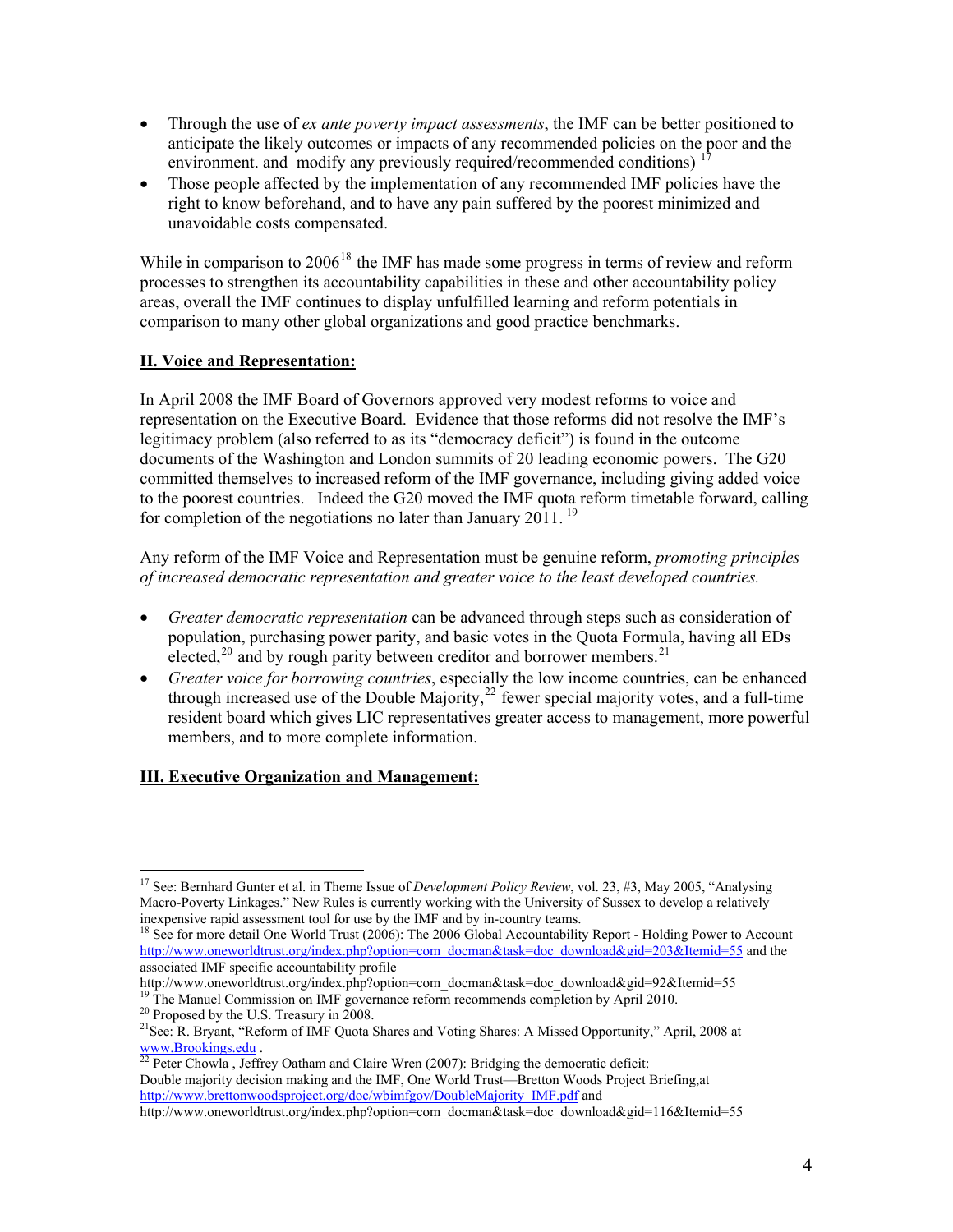- Through the use of *ex ante poverty impact assessments*, the IMF can be better positioned to anticipate the likely outcomes or impacts of any recommended policies on the poor and the environment. and modify any previously required/recommended conditions) [17]
- Those people affected by the implementation of any recommended IMF policies have the right to know beforehand, and to have any pain suffered by the poorest minimized and unavoidable costs compensated.

While in comparison to 2006[18] the IMF has made some progress in terms of review and reform processes to strengthen its accountability capabilities in these and other accountability policy areas, overall the IMF continues to display unfulfilled learning and reform potentials in comparison to many other global organizations and good practice benchmarks.

## II. Voice and Representation:

In April 2008 the IMF Board of Governors approved very modest reforms to voice and representation on the Executive Board. Evidence that those reforms did not resolve the IMF's legitimacy problem (also referred to as its "democracy deficit") is found in the outcome documents of the Washington and London summits of 20 leading economic powers. The G20 committed themselves to increased reform of the IMF governance, including giving added voice to the poorest countries. Indeed the G20 moved the IMF quota reform timetable forward, calling for completion of the negotiations no later than January 2011. [19]

Any reform of the IMF Voice and Representation must be genuine reform, *promoting principles of increased democratic representation and greater voice to the least developed countries.*

- *Greater democratic representation* can be advanced through steps such as consideration of population, purchasing power parity, and basic votes in the Quota Formula, having all EDs elected,[20] and by rough parity between creditor and borrower members.[21]
- *Greater voice for borrowing countries*, especially the low income countries, can be enhanced through increased use of the Double Majority,[22] fewer special majority votes, and a full-time resident board which gives LIC representatives greater access to management, more powerful members, and to more complete information.

## III. Executive Organization and Management:

---

[17] See: Bernhard Gunter et al. in Theme Issue of *Development Policy Review*, vol. 23, #3, May 2005, "Analysing Macro-Poverty Linkages." New Rules is currently working with the University of Sussex to develop a relatively inexpensive rapid assessment tool for use by the IMF and by in-country teams.

[18] See for more detail One World Trust (2006): The 2006 Global Accountability Report - Holding Power to Account http://www.oneworldtrust.org/index.php?option=com_docman&task=doc_download&gid=203&Itemid=55 and the associated IMF specific accountability profile http://www.oneworldtrust.org/index.php?option=com_docman&task=doc_download&gid=92&Itemid=55

[19] The Manuel Commission on IMF governance reform recommends completion by April 2010.

[20] Proposed by the U.S. Treasury in 2008.

[21] See: R. Bryant, "Reform of IMF Quota Shares and Voting Shares: A Missed Opportunity," April, 2008 at www.Brookings.edu .

[22] Peter Chowla , Jeffrey Oatham and Claire Wren (2007): Bridging the democratic deficit: Double majority decision making and the IMF, One World Trust—Bretton Woods Project Briefing,at http://www.brettonwoodsproject.org/doc/wbimfgov/DoubleMajority_IMF.pdf and http://www.oneworldtrust.org/index.php?option=com_docman&task=doc_download&gid=116&Itemid=55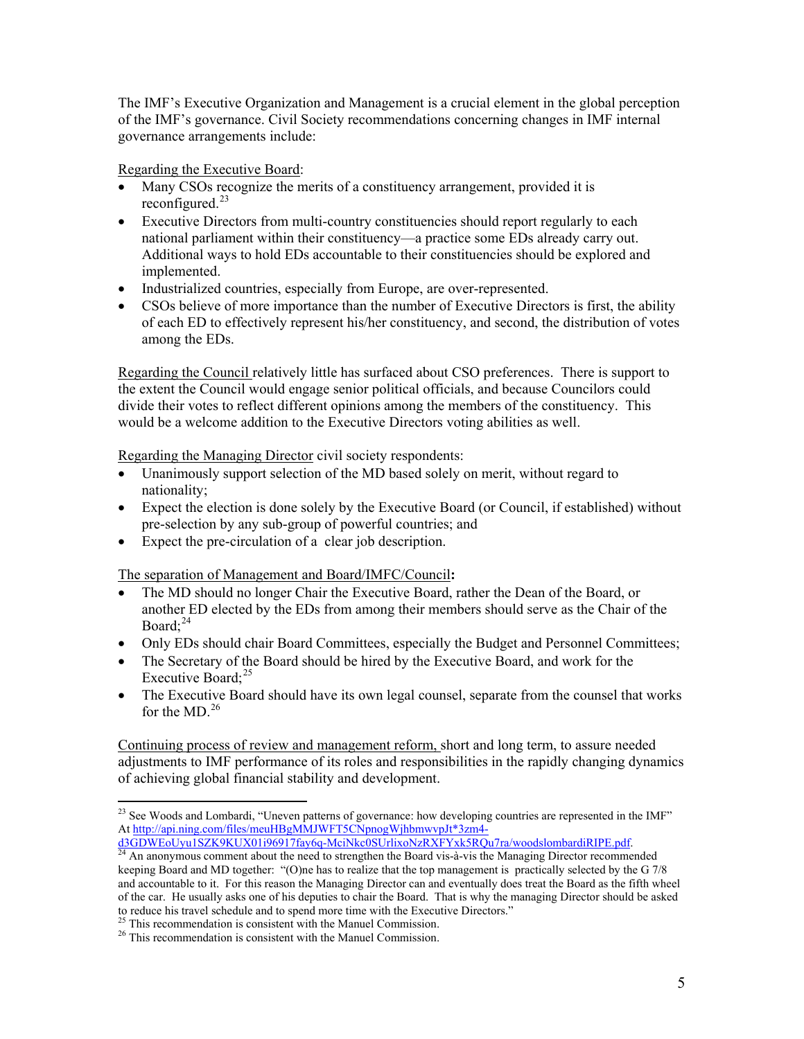The IMF's Executive Organization and Management is a crucial element in the global perception of the IMF's governance. Civil Society recommendations concerning changes in IMF internal governance arrangements include:

Regarding the Executive Board:

- Many CSOs recognize the merits of a constituency arrangement, provided it is reconfigured.[23]
- Executive Directors from multi-country constituencies should report regularly to each national parliament within their constituency—a practice some EDs already carry out. Additional ways to hold EDs accountable to their constituencies should be explored and implemented.
- Industrialized countries, especially from Europe, are over-represented.
- CSOs believe of more importance than the number of Executive Directors is first, the ability of each ED to effectively represent his/her constituency, and second, the distribution of votes among the EDs.

Regarding the Council relatively little has surfaced about CSO preferences. There is support to the extent the Council would engage senior political officials, and because Councilors could divide their votes to reflect different opinions among the members of the constituency. This would be a welcome addition to the Executive Directors voting abilities as well.

Regarding the Managing Director civil society respondents:

- Unanimously support selection of the MD based solely on merit, without regard to nationality;
- Expect the election is done solely by the Executive Board (or Council, if established) without pre-selection by any sub-group of powerful countries; and
- Expect the pre-circulation of a clear job description.

The separation of Management and Board/IMFC/Council**:**

- The MD should no longer Chair the Executive Board, rather the Dean of the Board, or another ED elected by the EDs from among their members should serve as the Chair of the Board;[24]
- Only EDs should chair Board Committees, especially the Budget and Personnel Committees;
- The Secretary of the Board should be hired by the Executive Board, and work for the Executive Board;[25]
- The Executive Board should have its own legal counsel, separate from the counsel that works for the MD.[26]

Continuing process of review and management reform, short and long term, to assure needed adjustments to IMF performance of its roles and responsibilities in the rapidly changing dynamics of achieving global financial stability and development.

---

[23] See Woods and Lombardi, "Uneven patterns of governance: how developing countries are represented in the IMF" At http://api.ning.com/files/meuHBgMMJWFT5CNpnogWjhbmwvpJt*3zm4-d3GDWEoUyu1SZK9KUX01i96917fay6q-MciNkc0SUrlixoNzRXFYxk5RQu7ra/woodslombardiRIPE.pdf.

[24] An anonymous comment about the need to strengthen the Board vis-à-vis the Managing Director recommended keeping Board and MD together: "(O)ne has to realize that the top management is practically selected by the G 7/8 and accountable to it. For this reason the Managing Director can and eventually does treat the Board as the fifth wheel of the car. He usually asks one of his deputies to chair the Board. That is why the managing Director should be asked to reduce his travel schedule and to spend more time with the Executive Directors."

[25] This recommendation is consistent with the Manuel Commission.

[26] This recommendation is consistent with the Manuel Commission.